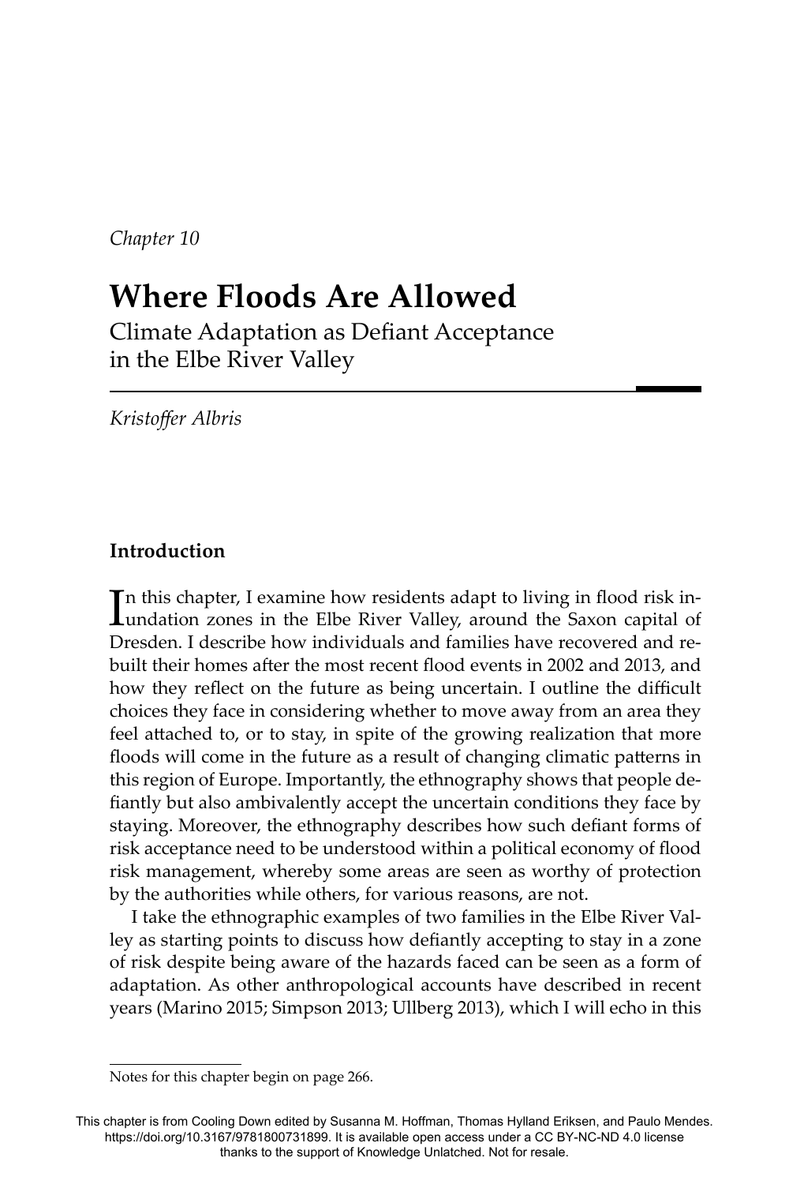*Chapter 10*

# Where Floods Are Allowed

## Climate Adaptation as Defiant Acceptance in the Elbe River Valley

*Kristoffer Albris*

### Introduction

In this chapter, I examine how residents adapt to living in flood risk inundation zones in the Elbe River Valley, around the Saxon capital of Dresden. I describe how individuals and families have recovered and rebuilt their homes after the most recent flood events in 2002 and 2013, and how they reflect on the future as being uncertain. I outline the difficult choices they face in considering whether to move away from an area they feel attached to, or to stay, in spite of the growing realization that more floods will come in the future as a result of changing climatic patterns in this region of Europe. Importantly, the ethnography shows that people defiantly but also ambivalently accept the uncertain conditions they face by staying. Moreover, the ethnography describes how such defiant forms of risk acceptance need to be understood within a political economy of flood risk management, whereby some areas are seen as worthy of protection by the authorities while others, for various reasons, are not.

I take the ethnographic examples of two families in the Elbe River Valley as starting points to discuss how defiantly accepting to stay in a zone of risk despite being aware of the hazards faced can be seen as a form of adaptation. As other anthropological accounts have described in recent years (Marino 2015; Simpson 2013; Ullberg 2013), which I will echo in this

Notes for this chapter begin on page 266.

This chapter is from Cooling Down edited by Susanna M. Hoffman, Thomas Hylland Eriksen, and Paulo Mendes. https://doi.org/10.3167/9781800731899. It is available open access under a CC BY-NC-ND 4.0 license thanks to the support of Knowledge Unlatched. Not for resale.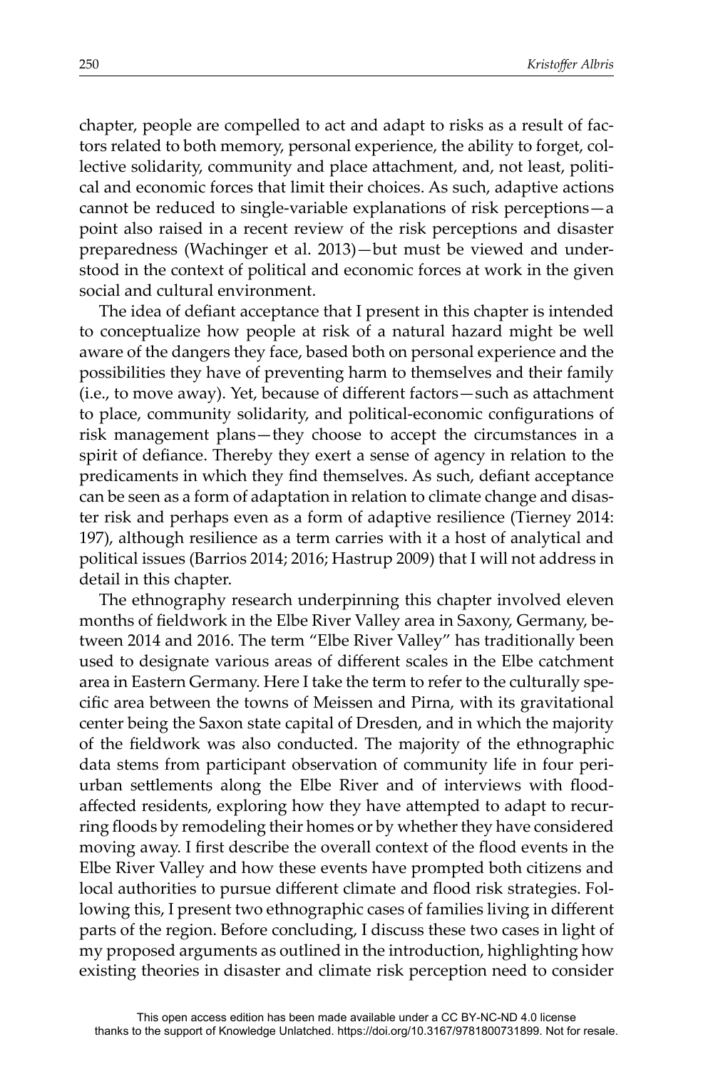chapter, people are compelled to act and adapt to risks as a result of factors related to both memory, personal experience, the ability to forget, collective solidarity, community and place attachment, and, not least, political and economic forces that limit their choices. As such, adaptive actions cannot be reduced to single-variable explanations of risk perceptions—a point also raised in a recent review of the risk perceptions and disaster preparedness (Wachinger et al. 2013)—but must be viewed and understood in the context of political and economic forces at work in the given social and cultural environment.

The idea of defiant acceptance that I present in this chapter is intended to conceptualize how people at risk of a natural hazard might be well aware of the dangers they face, based both on personal experience and the possibilities they have of preventing harm to themselves and their family (i.e., to move away). Yet, because of different factors—such as attachment to place, community solidarity, and political-economic configurations of risk management plans—they choose to accept the circumstances in a spirit of defiance. Thereby they exert a sense of agency in relation to the predicaments in which they find themselves. As such, defiant acceptance can be seen as a form of adaptation in relation to climate change and disaster risk and perhaps even as a form of adaptive resilience (Tierney 2014: 197), although resilience as a term carries with it a host of analytical and political issues (Barrios 2014; 2016; Hastrup 2009) that I will not address in detail in this chapter.

The ethnography research underpinning this chapter involved eleven months of fieldwork in the Elbe River Valley area in Saxony, Germany, between 2014 and 2016. The term "Elbe River Valley" has traditionally been used to designate various areas of different scales in the Elbe catchment area in Eastern Germany. Here I take the term to refer to the culturally specific area between the towns of Meissen and Pirna, with its gravitational center being the Saxon state capital of Dresden, and in which the majority of the fieldwork was also conducted. The majority of the ethnographic data stems from participant observation of community life in four peri-urban settlements along the Elbe River and of interviews with flood-affected residents, exploring how they have attempted to adapt to recurring floods by remodeling their homes or by whether they have considered moving away. I first describe the overall context of the flood events in the Elbe River Valley and how these events have prompted both citizens and local authorities to pursue different climate and flood risk strategies. Following this, I present two ethnographic cases of families living in different parts of the region. Before concluding, I discuss these two cases in light of my proposed arguments as outlined in the introduction, highlighting how existing theories in disaster and climate risk perception need to consider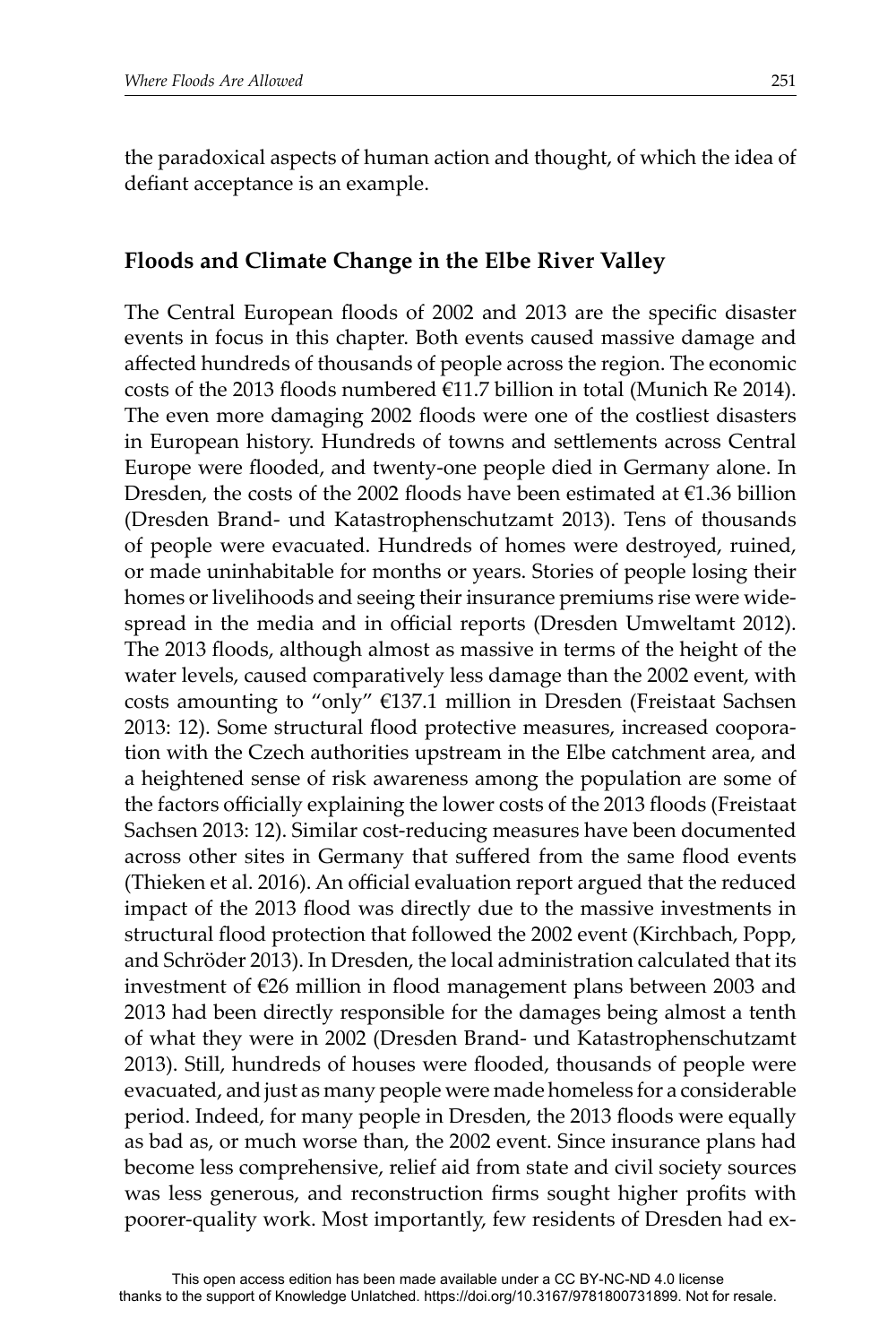the paradoxical aspects of human action and thought, of which the idea of defiant acceptance is an example.

## Floods and Climate Change in the Elbe River Valley

The Central European floods of 2002 and 2013 are the specific disaster events in focus in this chapter. Both events caused massive damage and affected hundreds of thousands of people across the region. The economic costs of the 2013 floods numbered €11.7 billion in total (Munich Re 2014). The even more damaging 2002 floods were one of the costliest disasters in European history. Hundreds of towns and settlements across Central Europe were flooded, and twenty-one people died in Germany alone. In Dresden, the costs of the 2002 floods have been estimated at €1.36 billion (Dresden Brand- und Katastrophenschutzamt 2013). Tens of thousands of people were evacuated. Hundreds of homes were destroyed, ruined, or made uninhabitable for months or years. Stories of people losing their homes or livelihoods and seeing their insurance premiums rise were widespread in the media and in official reports (Dresden Umweltamt 2012). The 2013 floods, although almost as massive in terms of the height of the water levels, caused comparatively less damage than the 2002 event, with costs amounting to "only" €137.1 million in Dresden (Freistaat Sachsen 2013: 12). Some structural flood protective measures, increased cooporation with the Czech authorities upstream in the Elbe catchment area, and a heightened sense of risk awareness among the population are some of the factors officially explaining the lower costs of the 2013 floods (Freistaat Sachsen 2013: 12). Similar cost-reducing measures have been documented across other sites in Germany that suffered from the same flood events (Thieken et al. 2016). An official evaluation report argued that the reduced impact of the 2013 flood was directly due to the massive investments in structural flood protection that followed the 2002 event (Kirchbach, Popp, and Schröder 2013). In Dresden, the local administration calculated that its investment of €26 million in flood management plans between 2003 and 2013 had been directly responsible for the damages being almost a tenth of what they were in 2002 (Dresden Brand- und Katastrophenschutzamt 2013). Still, hundreds of houses were flooded, thousands of people were evacuated, and just as many people were made homeless for a considerable period. Indeed, for many people in Dresden, the 2013 floods were equally as bad as, or much worse than, the 2002 event. Since insurance plans had become less comprehensive, relief aid from state and civil society sources was less generous, and reconstruction firms sought higher profits with poorer-quality work. Most importantly, few residents of Dresden had ex-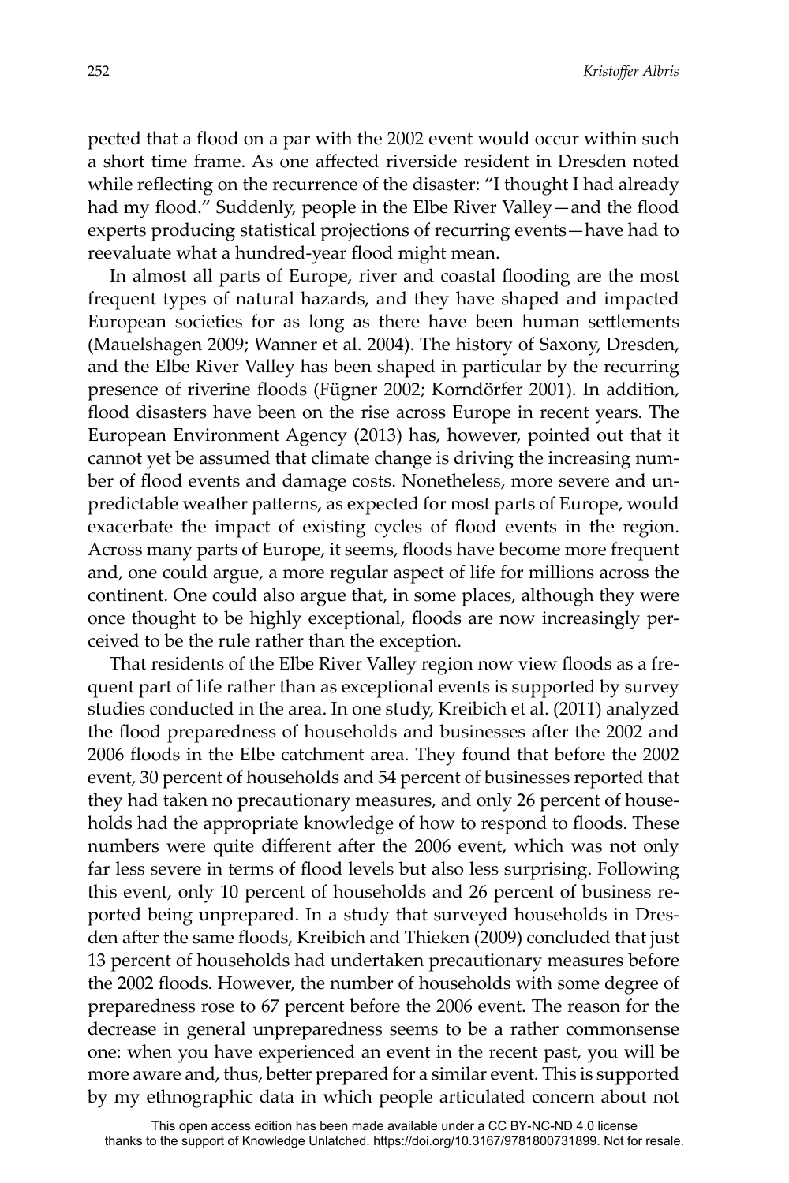pected that a flood on a par with the 2002 event would occur within such a short time frame. As one affected riverside resident in Dresden noted while reflecting on the recurrence of the disaster: "I thought I had already had my flood." Suddenly, people in the Elbe River Valley—and the flood experts producing statistical projections of recurring events—have had to reevaluate what a hundred-year flood might mean.

In almost all parts of Europe, river and coastal flooding are the most frequent types of natural hazards, and they have shaped and impacted European societies for as long as there have been human settlements (Mauelshagen 2009; Wanner et al. 2004). The history of Saxony, Dresden, and the Elbe River Valley has been shaped in particular by the recurring presence of riverine floods (Fügner 2002; Korndörfer 2001). In addition, flood disasters have been on the rise across Europe in recent years. The European Environment Agency (2013) has, however, pointed out that it cannot yet be assumed that climate change is driving the increasing number of flood events and damage costs. Nonetheless, more severe and unpredictable weather patterns, as expected for most parts of Europe, would exacerbate the impact of existing cycles of flood events in the region. Across many parts of Europe, it seems, floods have become more frequent and, one could argue, a more regular aspect of life for millions across the continent. One could also argue that, in some places, although they were once thought to be highly exceptional, floods are now increasingly perceived to be the rule rather than the exception.

That residents of the Elbe River Valley region now view floods as a frequent part of life rather than as exceptional events is supported by survey studies conducted in the area. In one study, Kreibich et al. (2011) analyzed the flood preparedness of households and businesses after the 2002 and 2006 floods in the Elbe catchment area. They found that before the 2002 event, 30 percent of households and 54 percent of businesses reported that they had taken no precautionary measures, and only 26 percent of households had the appropriate knowledge of how to respond to floods. These numbers were quite different after the 2006 event, which was not only far less severe in terms of flood levels but also less surprising. Following this event, only 10 percent of households and 26 percent of business reported being unprepared. In a study that surveyed households in Dresden after the same floods, Kreibich and Thieken (2009) concluded that just 13 percent of households had undertaken precautionary measures before the 2002 floods. However, the number of households with some degree of preparedness rose to 67 percent before the 2006 event. The reason for the decrease in general unpreparedness seems to be a rather commonsense one: when you have experienced an event in the recent past, you will be more aware and, thus, better prepared for a similar event. This is supported by my ethnographic data in which people articulated concern about not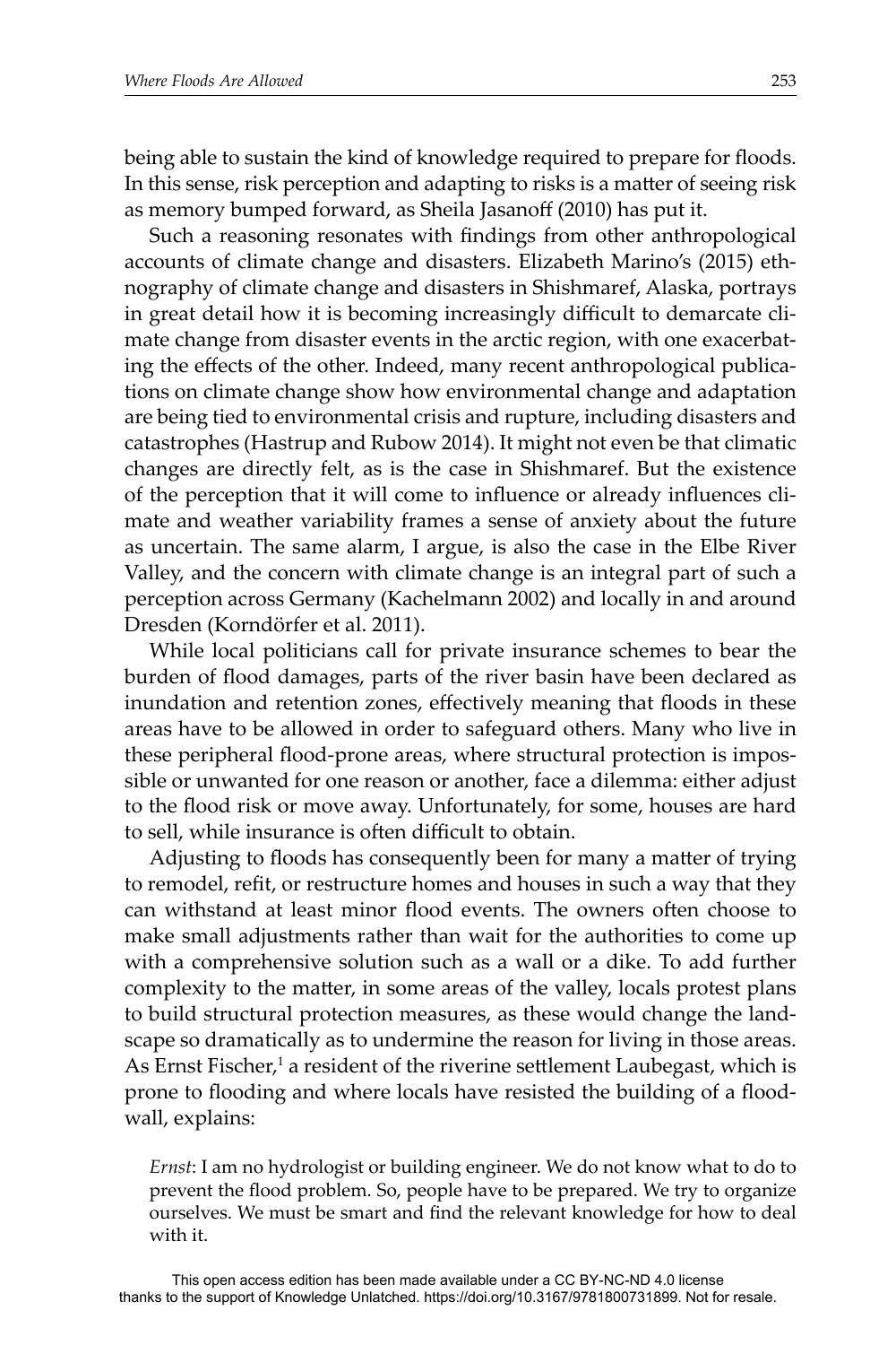being able to sustain the kind of knowledge required to prepare for floods. In this sense, risk perception and adapting to risks is a matter of seeing risk as memory bumped forward, as Sheila Jasanoff (2010) has put it.

Such a reasoning resonates with findings from other anthropological accounts of climate change and disasters. Elizabeth Marino's (2015) ethnography of climate change and disasters in Shishmaref, Alaska, portrays in great detail how it is becoming increasingly difficult to demarcate climate change from disaster events in the arctic region, with one exacerbating the effects of the other. Indeed, many recent anthropological publications on climate change show how environmental change and adaptation are being tied to environmental crisis and rupture, including disasters and catastrophes (Hastrup and Rubow 2014). It might not even be that climatic changes are directly felt, as is the case in Shishmaref. But the existence of the perception that it will come to influence or already influences climate and weather variability frames a sense of anxiety about the future as uncertain. The same alarm, I argue, is also the case in the Elbe River Valley, and the concern with climate change is an integral part of such a perception across Germany (Kachelmann 2002) and locally in and around Dresden (Korndörfer et al. 2011).

While local politicians call for private insurance schemes to bear the burden of flood damages, parts of the river basin have been declared as inundation and retention zones, effectively meaning that floods in these areas have to be allowed in order to safeguard others. Many who live in these peripheral flood-prone areas, where structural protection is impossible or unwanted for one reason or another, face a dilemma: either adjust to the flood risk or move away. Unfortunately, for some, houses are hard to sell, while insurance is often difficult to obtain.

Adjusting to floods has consequently been for many a matter of trying to remodel, refit, or restructure homes and houses in such a way that they can withstand at least minor flood events. The owners often choose to make small adjustments rather than wait for the authorities to come up with a comprehensive solution such as a wall or a dike. To add further complexity to the matter, in some areas of the valley, locals protest plans to build structural protection measures, as these would change the landscape so dramatically as to undermine the reason for living in those areas. As Ernst Fischer,[1] a resident of the riverine settlement Laubegast, which is prone to flooding and where locals have resisted the building of a floodwall, explains:

> *Ernst*: I am no hydrologist or building engineer. We do not know what to do to prevent the flood problem. So, people have to be prepared. We try to organize ourselves. We must be smart and find the relevant knowledge for how to deal with it.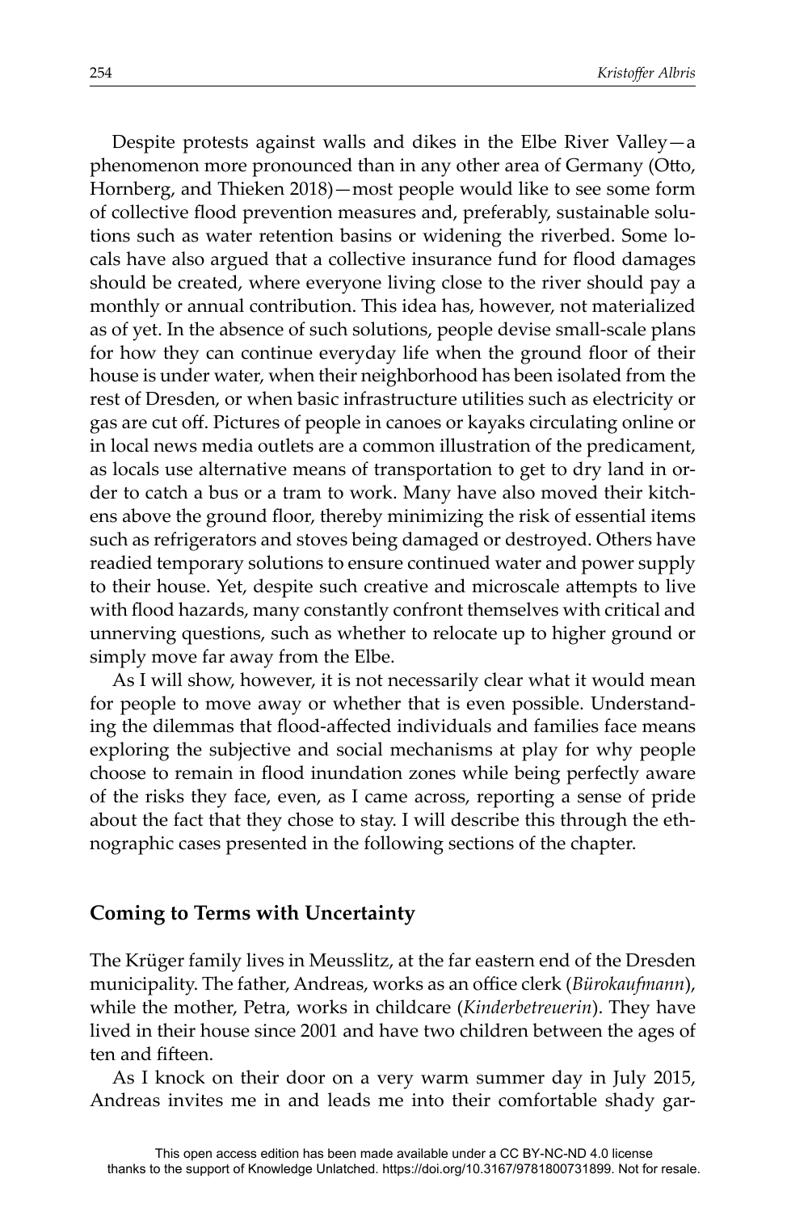Despite protests against walls and dikes in the Elbe River Valley—a phenomenon more pronounced than in any other area of Germany (Otto, Hornberg, and Thieken 2018)—most people would like to see some form of collective flood prevention measures and, preferably, sustainable solutions such as water retention basins or widening the riverbed. Some locals have also argued that a collective insurance fund for flood damages should be created, where everyone living close to the river should pay a monthly or annual contribution. This idea has, however, not materialized as of yet. In the absence of such solutions, people devise small-scale plans for how they can continue everyday life when the ground floor of their house is under water, when their neighborhood has been isolated from the rest of Dresden, or when basic infrastructure utilities such as electricity or gas are cut off. Pictures of people in canoes or kayaks circulating online or in local news media outlets are a common illustration of the predicament, as locals use alternative means of transportation to get to dry land in order to catch a bus or a tram to work. Many have also moved their kitchens above the ground floor, thereby minimizing the risk of essential items such as refrigerators and stoves being damaged or destroyed. Others have readied temporary solutions to ensure continued water and power supply to their house. Yet, despite such creative and microscale attempts to live with flood hazards, many constantly confront themselves with critical and unnerving questions, such as whether to relocate up to higher ground or simply move far away from the Elbe.

As I will show, however, it is not necessarily clear what it would mean for people to move away or whether that is even possible. Understanding the dilemmas that flood-affected individuals and families face means exploring the subjective and social mechanisms at play for why people choose to remain in flood inundation zones while being perfectly aware of the risks they face, even, as I came across, reporting a sense of pride about the fact that they chose to stay. I will describe this through the ethnographic cases presented in the following sections of the chapter.

## Coming to Terms with Uncertainty

The Krüger family lives in Meusslitz, at the far eastern end of the Dresden municipality. The father, Andreas, works as an office clerk (*Bürokaufmann*), while the mother, Petra, works in childcare (*Kinderbetreuerin*). They have lived in their house since 2001 and have two children between the ages of ten and fifteen.

As I knock on their door on a very warm summer day in July 2015, Andreas invites me in and leads me into their comfortable shady gar-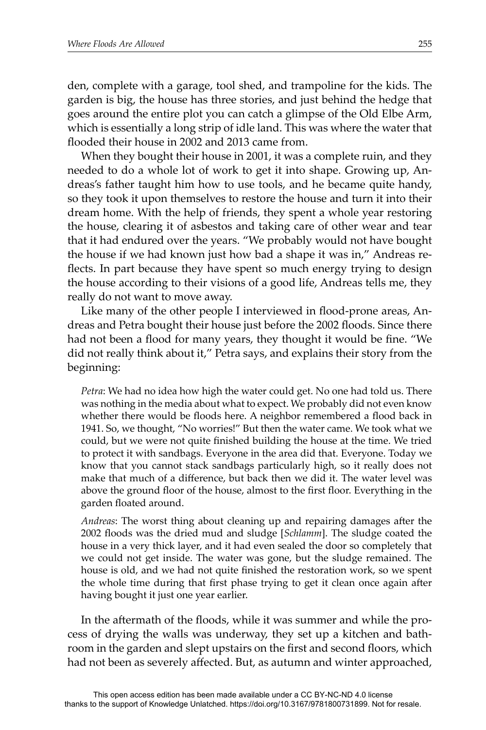den, complete with a garage, tool shed, and trampoline for the kids. The garden is big, the house has three stories, and just behind the hedge that goes around the entire plot you can catch a glimpse of the Old Elbe Arm, which is essentially a long strip of idle land. This was where the water that flooded their house in 2002 and 2013 came from.

When they bought their house in 2001, it was a complete ruin, and they needed to do a whole lot of work to get it into shape. Growing up, Andreas's father taught him how to use tools, and he became quite handy, so they took it upon themselves to restore the house and turn it into their dream home. With the help of friends, they spent a whole year restoring the house, clearing it of asbestos and taking care of other wear and tear that it had endured over the years. "We probably would not have bought the house if we had known just how bad a shape it was in," Andreas reflects. In part because they have spent so much energy trying to design the house according to their visions of a good life, Andreas tells me, they really do not want to move away.

Like many of the other people I interviewed in flood-prone areas, Andreas and Petra bought their house just before the 2002 floods. Since there had not been a flood for many years, they thought it would be fine. "We did not really think about it," Petra says, and explains their story from the beginning:

> *Petra*: We had no idea how high the water could get. No one had told us. There was nothing in the media about what to expect. We probably did not even know whether there would be floods here. A neighbor remembered a flood back in 1941. So, we thought, "No worries!" But then the water came. We took what we could, but we were not quite finished building the house at the time. We tried to protect it with sandbags. Everyone in the area did that. Everyone. Today we know that you cannot stack sandbags particularly high, so it really does not make that much of a difference, but back then we did it. The water level was above the ground floor of the house, almost to the first floor. Everything in the garden floated around.
>
> *Andreas*: The worst thing about cleaning up and repairing damages after the 2002 floods was the dried mud and sludge [*Schlamm*]. The sludge coated the house in a very thick layer, and it had even sealed the door so completely that we could not get inside. The water was gone, but the sludge remained. The house is old, and we had not quite finished the restoration work, so we spent the whole time during that first phase trying to get it clean once again after having bought it just one year earlier.

In the aftermath of the floods, while it was summer and while the process of drying the walls was underway, they set up a kitchen and bathroom in the garden and slept upstairs on the first and second floors, which had not been as severely affected. But, as autumn and winter approached,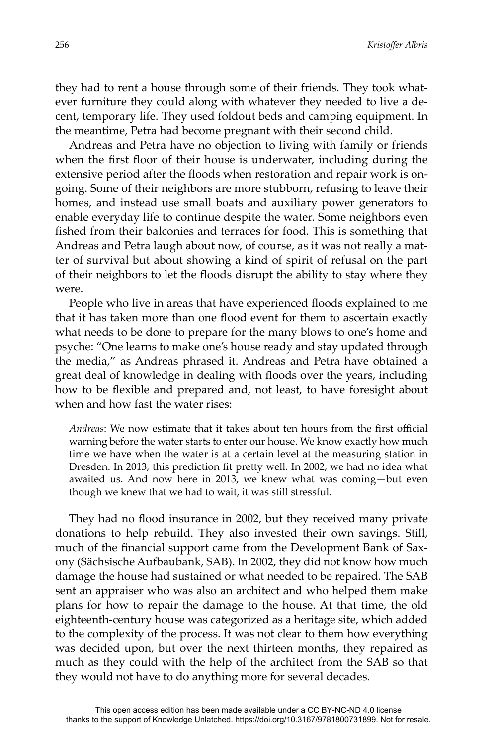they had to rent a house through some of their friends. They took whatever furniture they could along with whatever they needed to live a decent, temporary life. They used foldout beds and camping equipment. In the meantime, Petra had become pregnant with their second child.

Andreas and Petra have no objection to living with family or friends when the first floor of their house is underwater, including during the extensive period after the floods when restoration and repair work is ongoing. Some of their neighbors are more stubborn, refusing to leave their homes, and instead use small boats and auxiliary power generators to enable everyday life to continue despite the water. Some neighbors even fished from their balconies and terraces for food. This is something that Andreas and Petra laugh about now, of course, as it was not really a matter of survival but about showing a kind of spirit of refusal on the part of their neighbors to let the floods disrupt the ability to stay where they were.

People who live in areas that have experienced floods explained to me that it has taken more than one flood event for them to ascertain exactly what needs to be done to prepare for the many blows to one's home and psyche: "One learns to make one's house ready and stay updated through the media," as Andreas phrased it. Andreas and Petra have obtained a great deal of knowledge in dealing with floods over the years, including how to be flexible and prepared and, not least, to have foresight about when and how fast the water rises:

> *Andreas*: We now estimate that it takes about ten hours from the first official warning before the water starts to enter our house. We know exactly how much time we have when the water is at a certain level at the measuring station in Dresden. In 2013, this prediction fit pretty well. In 2002, we had no idea what awaited us. And now here in 2013, we knew what was coming—but even though we knew that we had to wait, it was still stressful.

They had no flood insurance in 2002, but they received many private donations to help rebuild. They also invested their own savings. Still, much of the financial support came from the Development Bank of Saxony (Sächsische Aufbaubank, SAB). In 2002, they did not know how much damage the house had sustained or what needed to be repaired. The SAB sent an appraiser who was also an architect and who helped them make plans for how to repair the damage to the house. At that time, the old eighteenth-century house was categorized as a heritage site, which added to the complexity of the process. It was not clear to them how everything was decided upon, but over the next thirteen months, they repaired as much as they could with the help of the architect from the SAB so that they would not have to do anything more for several decades.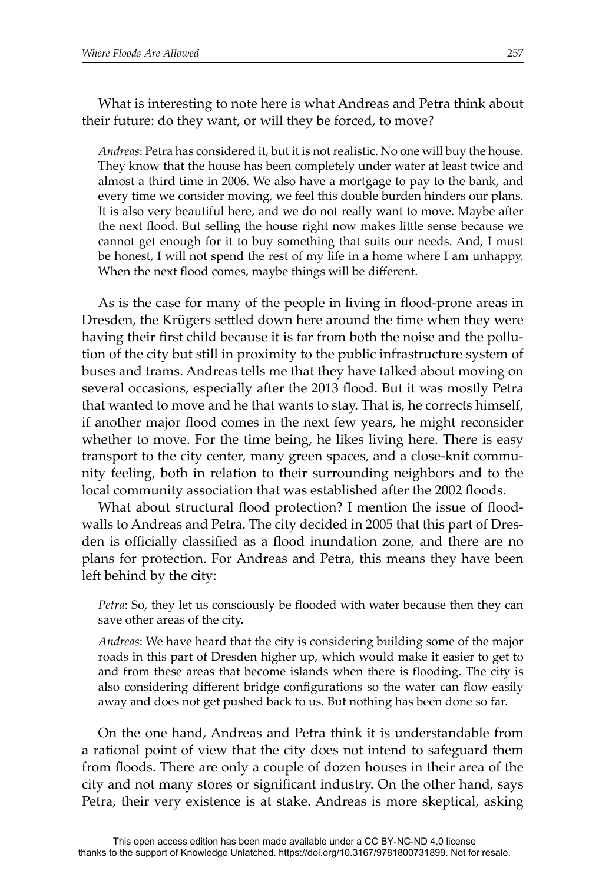What is interesting to note here is what Andreas and Petra think about their future: do they want, or will they be forced, to move?

> *Andreas*: Petra has considered it, but it is not realistic. No one will buy the house. They know that the house has been completely under water at least twice and almost a third time in 2006. We also have a mortgage to pay to the bank, and every time we consider moving, we feel this double burden hinders our plans. It is also very beautiful here, and we do not really want to move. Maybe after the next flood. But selling the house right now makes little sense because we cannot get enough for it to buy something that suits our needs. And, I must be honest, I will not spend the rest of my life in a home where I am unhappy. When the next flood comes, maybe things will be different.

As is the case for many of the people in living in flood-prone areas in Dresden, the Krügers settled down here around the time when they were having their first child because it is far from both the noise and the pollution of the city but still in proximity to the public infrastructure system of buses and trams. Andreas tells me that they have talked about moving on several occasions, especially after the 2013 flood. But it was mostly Petra that wanted to move and he that wants to stay. That is, he corrects himself, if another major flood comes in the next few years, he might reconsider whether to move. For the time being, he likes living here. There is easy transport to the city center, many green spaces, and a close-knit community feeling, both in relation to their surrounding neighbors and to the local community association that was established after the 2002 floods.

What about structural flood protection? I mention the issue of floodwalls to Andreas and Petra. The city decided in 2005 that this part of Dresden is officially classified as a flood inundation zone, and there are no plans for protection. For Andreas and Petra, this means they have been left behind by the city:

> *Petra*: So, they let us consciously be flooded with water because then they can save other areas of the city.
>
> *Andreas*: We have heard that the city is considering building some of the major roads in this part of Dresden higher up, which would make it easier to get to and from these areas that become islands when there is flooding. The city is also considering different bridge configurations so the water can flow easily away and does not get pushed back to us. But nothing has been done so far.

On the one hand, Andreas and Petra think it is understandable from a rational point of view that the city does not intend to safeguard them from floods. There are only a couple of dozen houses in their area of the city and not many stores or significant industry. On the other hand, says Petra, their very existence is at stake. Andreas is more skeptical, asking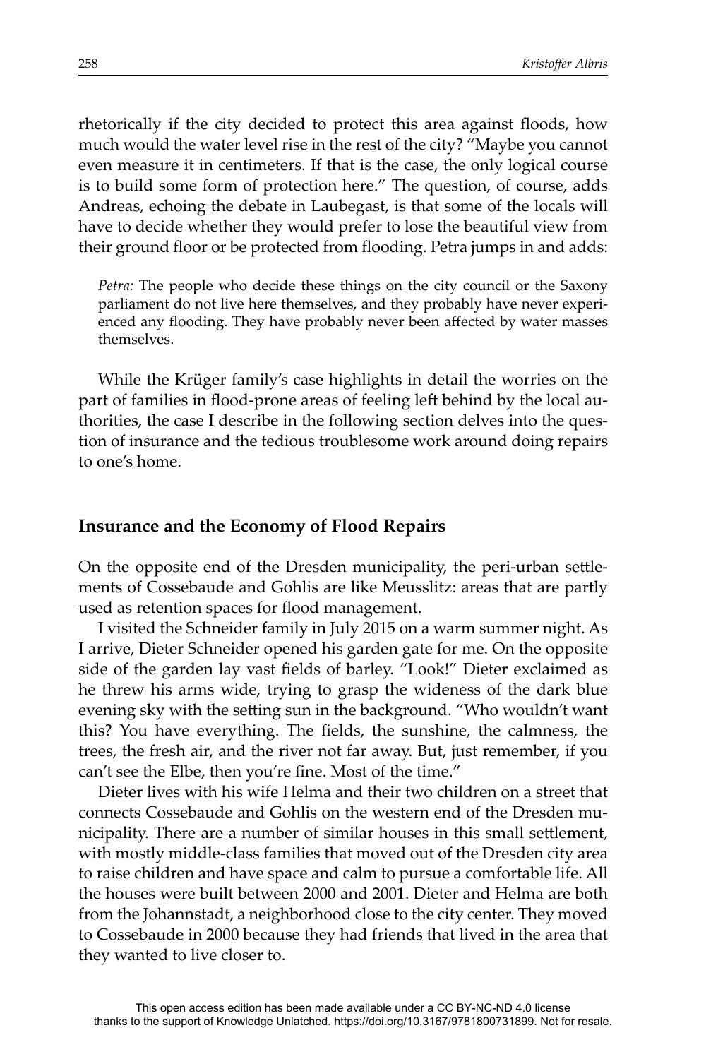rhetorically if the city decided to protect this area against floods, how much would the water level rise in the rest of the city? "Maybe you cannot even measure it in centimeters. If that is the case, the only logical course is to build some form of protection here." The question, of course, adds Andreas, echoing the debate in Laubegast, is that some of the locals will have to decide whether they would prefer to lose the beautiful view from their ground floor or be protected from flooding. Petra jumps in and adds:

> *Petra:* The people who decide these things on the city council or the Saxony parliament do not live here themselves, and they probably have never experienced any flooding. They have probably never been affected by water masses themselves.

While the Krüger family's case highlights in detail the worries on the part of families in flood-prone areas of feeling left behind by the local authorities, the case I describe in the following section delves into the question of insurance and the tedious troublesome work around doing repairs to one's home.

## Insurance and the Economy of Flood Repairs

On the opposite end of the Dresden municipality, the peri-urban settlements of Cossebaude and Gohlis are like Meusslitz: areas that are partly used as retention spaces for flood management.

I visited the Schneider family in July 2015 on a warm summer night. As I arrive, Dieter Schneider opened his garden gate for me. On the opposite side of the garden lay vast fields of barley. "Look!" Dieter exclaimed as he threw his arms wide, trying to grasp the wideness of the dark blue evening sky with the setting sun in the background. "Who wouldn't want this? You have everything. The fields, the sunshine, the calmness, the trees, the fresh air, and the river not far away. But, just remember, if you can't see the Elbe, then you're fine. Most of the time."

Dieter lives with his wife Helma and their two children on a street that connects Cossebaude and Gohlis on the western end of the Dresden municipality. There are a number of similar houses in this small settlement, with mostly middle-class families that moved out of the Dresden city area to raise children and have space and calm to pursue a comfortable life. All the houses were built between 2000 and 2001. Dieter and Helma are both from the Johannstadt, a neighborhood close to the city center. They moved to Cossebaude in 2000 because they had friends that lived in the area that they wanted to live closer to.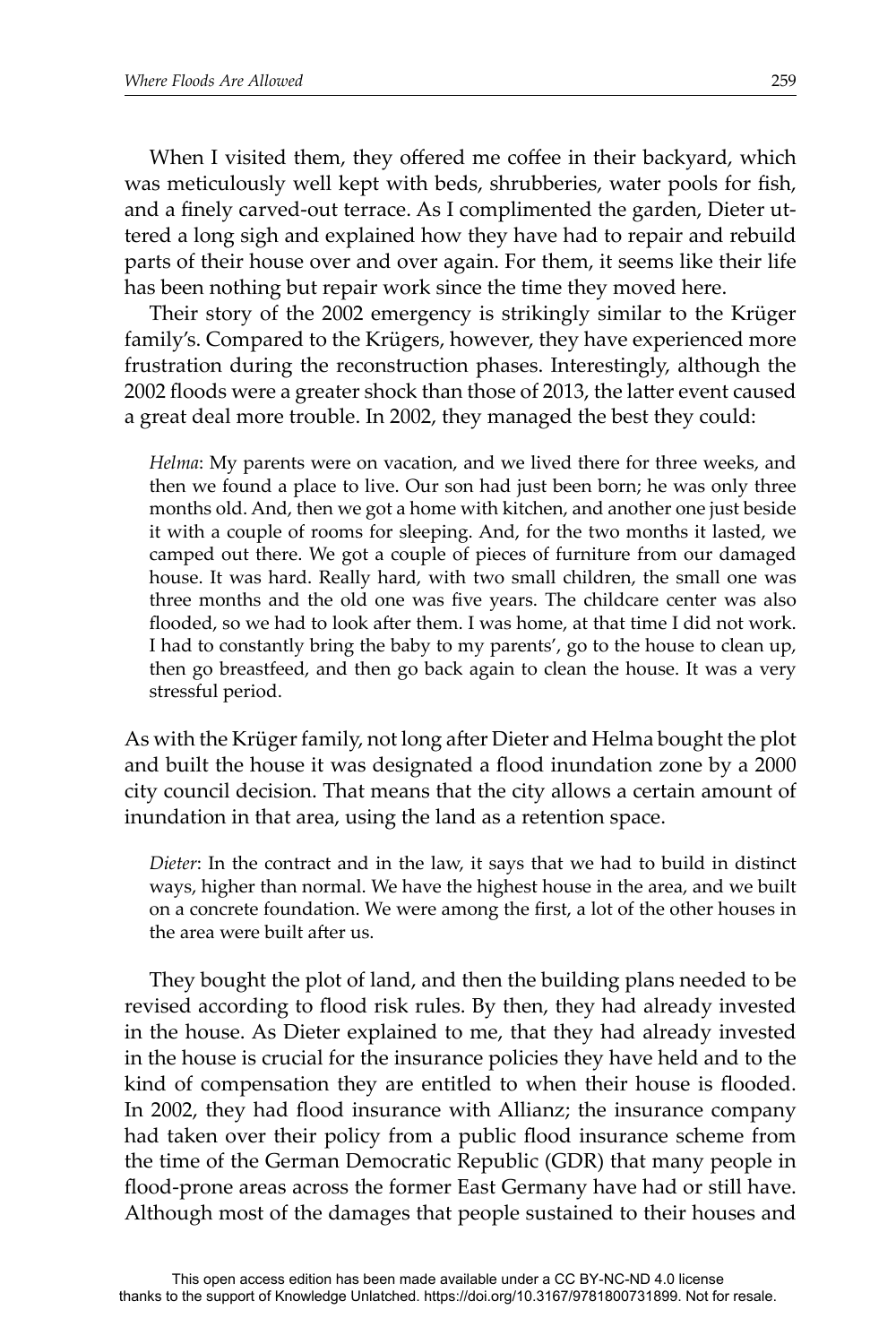When I visited them, they offered me coffee in their backyard, which was meticulously well kept with beds, shrubberies, water pools for fish, and a finely carved-out terrace. As I complimented the garden, Dieter uttered a long sigh and explained how they have had to repair and rebuild parts of their house over and over again. For them, it seems like their life has been nothing but repair work since the time they moved here.

Their story of the 2002 emergency is strikingly similar to the Krüger family's. Compared to the Krügers, however, they have experienced more frustration during the reconstruction phases. Interestingly, although the 2002 floods were a greater shock than those of 2013, the latter event caused a great deal more trouble. In 2002, they managed the best they could:

> *Helma*: My parents were on vacation, and we lived there for three weeks, and then we found a place to live. Our son had just been born; he was only three months old. And, then we got a home with kitchen, and another one just beside it with a couple of rooms for sleeping. And, for the two months it lasted, we camped out there. We got a couple of pieces of furniture from our damaged house. It was hard. Really hard, with two small children, the small one was three months and the old one was five years. The childcare center was also flooded, so we had to look after them. I was home, at that time I did not work. I had to constantly bring the baby to my parents', go to the house to clean up, then go breastfeed, and then go back again to clean the house. It was a very stressful period.

As with the Krüger family, not long after Dieter and Helma bought the plot and built the house it was designated a flood inundation zone by a 2000 city council decision. That means that the city allows a certain amount of inundation in that area, using the land as a retention space.

> *Dieter*: In the contract and in the law, it says that we had to build in distinct ways, higher than normal. We have the highest house in the area, and we built on a concrete foundation. We were among the first, a lot of the other houses in the area were built after us.

They bought the plot of land, and then the building plans needed to be revised according to flood risk rules. By then, they had already invested in the house. As Dieter explained to me, that they had already invested in the house is crucial for the insurance policies they have held and to the kind of compensation they are entitled to when their house is flooded. In 2002, they had flood insurance with Allianz; the insurance company had taken over their policy from a public flood insurance scheme from the time of the German Democratic Republic (GDR) that many people in flood-prone areas across the former East Germany have had or still have. Although most of the damages that people sustained to their houses and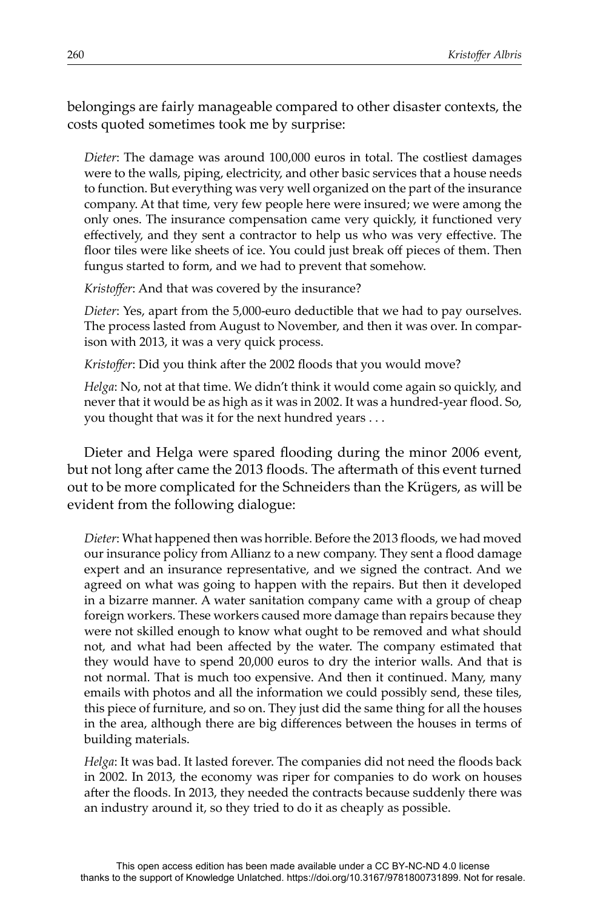belongings are fairly manageable compared to other disaster contexts, the costs quoted sometimes took me by surprise:

> *Dieter*: The damage was around 100,000 euros in total. The costliest damages were to the walls, piping, electricity, and other basic services that a house needs to function. But everything was very well organized on the part of the insurance company. At that time, very few people here were insured; we were among the only ones. The insurance compensation came very quickly, it functioned very effectively, and they sent a contractor to help us who was very effective. The floor tiles were like sheets of ice. You could just break off pieces of them. Then fungus started to form, and we had to prevent that somehow.
>
> *Kristoffer*: And that was covered by the insurance?
>
> *Dieter*: Yes, apart from the 5,000-euro deductible that we had to pay ourselves. The process lasted from August to November, and then it was over. In comparison with 2013, it was a very quick process.
>
> *Kristoffer*: Did you think after the 2002 floods that you would move?
>
> *Helga*: No, not at that time. We didn't think it would come again so quickly, and never that it would be as high as it was in 2002. It was a hundred-year flood. So, you thought that was it for the next hundred years . . .

Dieter and Helga were spared flooding during the minor 2006 event, but not long after came the 2013 floods. The aftermath of this event turned out to be more complicated for the Schneiders than the Krügers, as will be evident from the following dialogue:

> *Dieter*: What happened then was horrible. Before the 2013 floods, we had moved our insurance policy from Allianz to a new company. They sent a flood damage expert and an insurance representative, and we signed the contract. And we agreed on what was going to happen with the repairs. But then it developed in a bizarre manner. A water sanitation company came with a group of cheap foreign workers. These workers caused more damage than repairs because they were not skilled enough to know what ought to be removed and what should not, and what had been affected by the water. The company estimated that they would have to spend 20,000 euros to dry the interior walls. And that is not normal. That is much too expensive. And then it continued. Many, many emails with photos and all the information we could possibly send, these tiles, this piece of furniture, and so on. They just did the same thing for all the houses in the area, although there are big differences between the houses in terms of building materials.
>
> *Helga*: It was bad. It lasted forever. The companies did not need the floods back in 2002. In 2013, the economy was riper for companies to do work on houses after the floods. In 2013, they needed the contracts because suddenly there was an industry around it, so they tried to do it as cheaply as possible.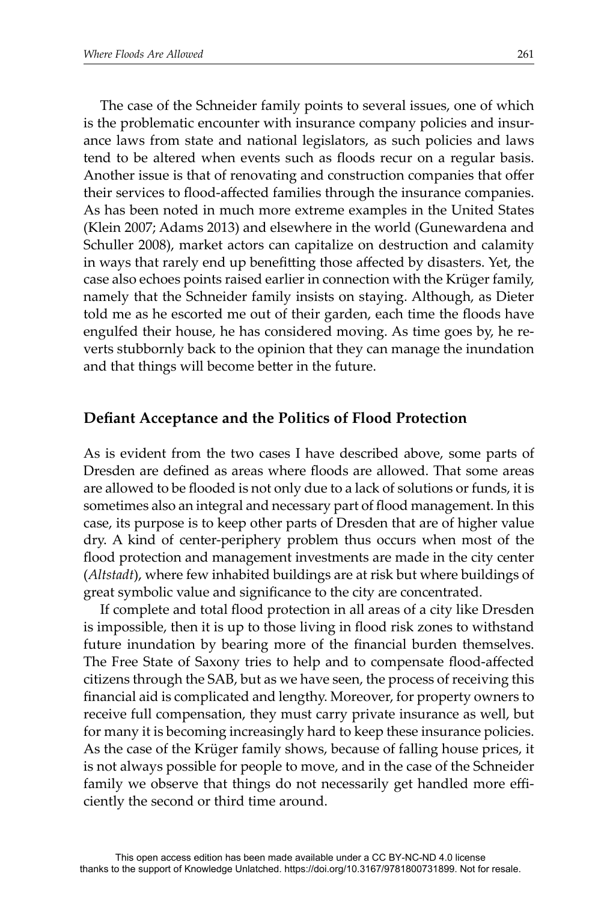The case of the Schneider family points to several issues, one of which is the problematic encounter with insurance company policies and insurance laws from state and national legislators, as such policies and laws tend to be altered when events such as floods recur on a regular basis. Another issue is that of renovating and construction companies that offer their services to flood-affected families through the insurance companies. As has been noted in much more extreme examples in the United States (Klein 2007; Adams 2013) and elsewhere in the world (Gunewardena and Schuller 2008), market actors can capitalize on destruction and calamity in ways that rarely end up benefitting those affected by disasters. Yet, the case also echoes points raised earlier in connection with the Krüger family, namely that the Schneider family insists on staying. Although, as Dieter told me as he escorted me out of their garden, each time the floods have engulfed their house, he has considered moving. As time goes by, he reverts stubbornly back to the opinion that they can manage the inundation and that things will become better in the future.

## Defiant Acceptance and the Politics of Flood Protection

As is evident from the two cases I have described above, some parts of Dresden are defined as areas where floods are allowed. That some areas are allowed to be flooded is not only due to a lack of solutions or funds, it is sometimes also an integral and necessary part of flood management. In this case, its purpose is to keep other parts of Dresden that are of higher value dry. A kind of center-periphery problem thus occurs when most of the flood protection and management investments are made in the city center (*Altstadt*), where few inhabited buildings are at risk but where buildings of great symbolic value and significance to the city are concentrated.

If complete and total flood protection in all areas of a city like Dresden is impossible, then it is up to those living in flood risk zones to withstand future inundation by bearing more of the financial burden themselves. The Free State of Saxony tries to help and to compensate flood-affected citizens through the SAB, but as we have seen, the process of receiving this financial aid is complicated and lengthy. Moreover, for property owners to receive full compensation, they must carry private insurance as well, but for many it is becoming increasingly hard to keep these insurance policies. As the case of the Krüger family shows, because of falling house prices, it is not always possible for people to move, and in the case of the Schneider family we observe that things do not necessarily get handled more efficiently the second or third time around.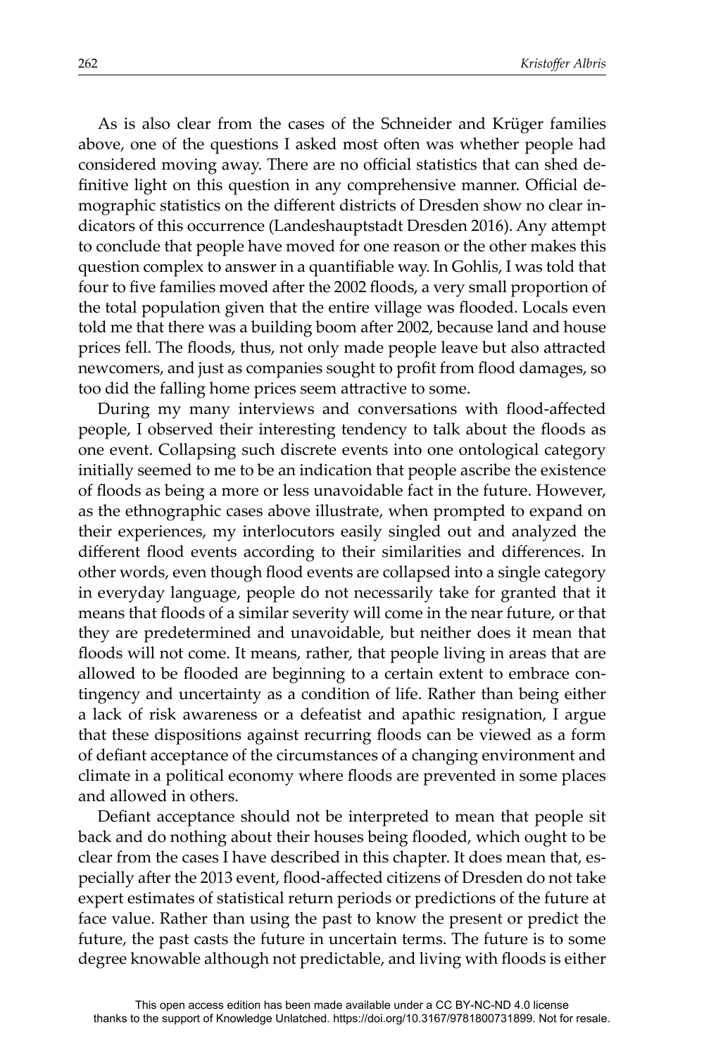As is also clear from the cases of the Schneider and Krüger families above, one of the questions I asked most often was whether people had considered moving away. There are no official statistics that can shed definitive light on this question in any comprehensive manner. Official demographic statistics on the different districts of Dresden show no clear indicators of this occurrence (Landeshauptstadt Dresden 2016). Any attempt to conclude that people have moved for one reason or the other makes this question complex to answer in a quantifiable way. In Gohlis, I was told that four to five families moved after the 2002 floods, a very small proportion of the total population given that the entire village was flooded. Locals even told me that there was a building boom after 2002, because land and house prices fell. The floods, thus, not only made people leave but also attracted newcomers, and just as companies sought to profit from flood damages, so too did the falling home prices seem attractive to some.

During my many interviews and conversations with flood-affected people, I observed their interesting tendency to talk about the floods as one event. Collapsing such discrete events into one ontological category initially seemed to me to be an indication that people ascribe the existence of floods as being a more or less unavoidable fact in the future. However, as the ethnographic cases above illustrate, when prompted to expand on their experiences, my interlocutors easily singled out and analyzed the different flood events according to their similarities and differences. In other words, even though flood events are collapsed into a single category in everyday language, people do not necessarily take for granted that it means that floods of a similar severity will come in the near future, or that they are predetermined and unavoidable, but neither does it mean that floods will not come. It means, rather, that people living in areas that are allowed to be flooded are beginning to a certain extent to embrace contingency and uncertainty as a condition of life. Rather than being either a lack of risk awareness or a defeatist and apathic resignation, I argue that these dispositions against recurring floods can be viewed as a form of defiant acceptance of the circumstances of a changing environment and climate in a political economy where floods are prevented in some places and allowed in others.

Defiant acceptance should not be interpreted to mean that people sit back and do nothing about their houses being flooded, which ought to be clear from the cases I have described in this chapter. It does mean that, especially after the 2013 event, flood-affected citizens of Dresden do not take expert estimates of statistical return periods or predictions of the future at face value. Rather than using the past to know the present or predict the future, the past casts the future in uncertain terms. The future is to some degree knowable although not predictable, and living with floods is either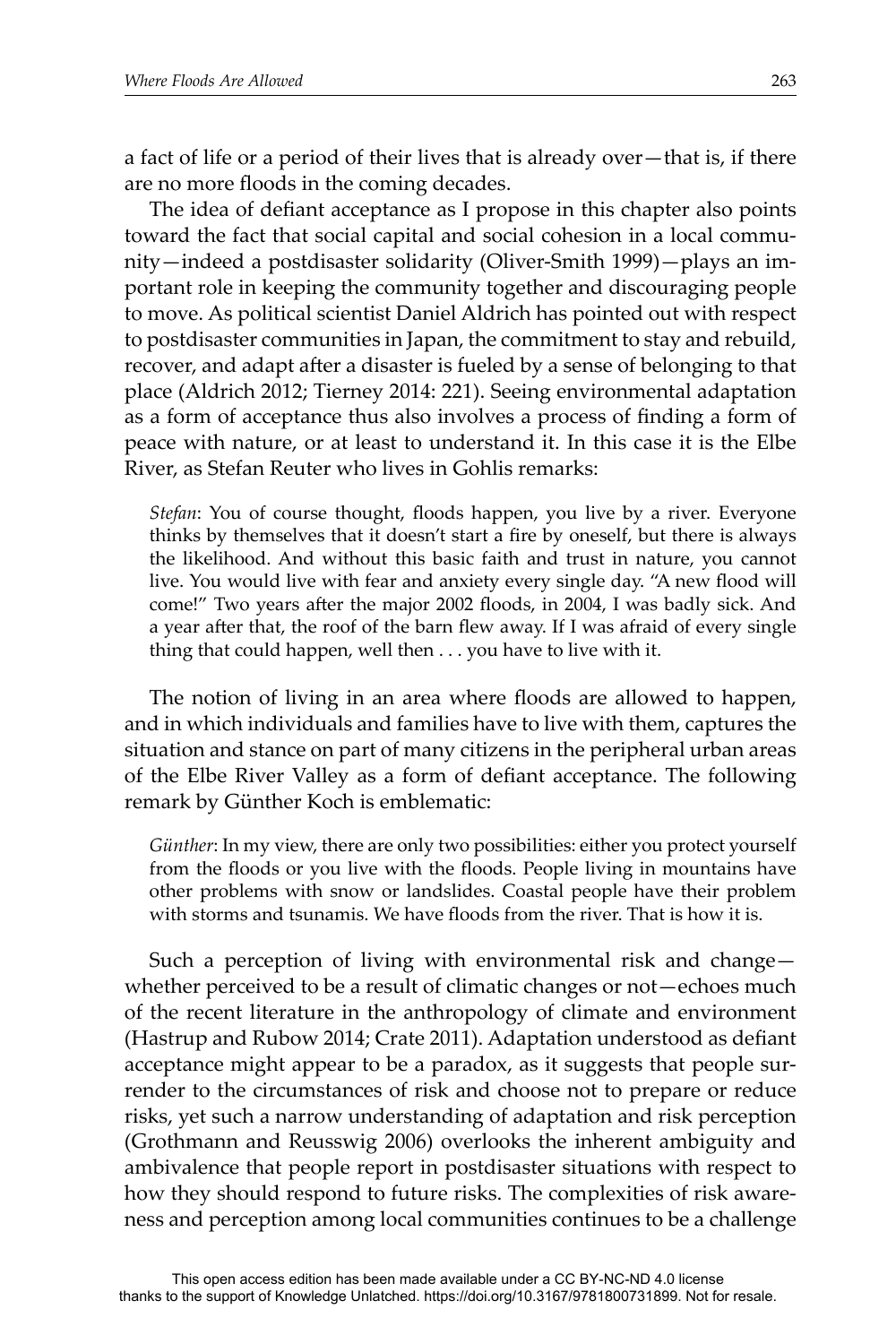a fact of life or a period of their lives that is already over—that is, if there are no more floods in the coming decades.

The idea of defiant acceptance as I propose in this chapter also points toward the fact that social capital and social cohesion in a local community—indeed a postdisaster solidarity (Oliver-Smith 1999)—plays an important role in keeping the community together and discouraging people to move. As political scientist Daniel Aldrich has pointed out with respect to postdisaster communities in Japan, the commitment to stay and rebuild, recover, and adapt after a disaster is fueled by a sense of belonging to that place (Aldrich 2012; Tierney 2014: 221). Seeing environmental adaptation as a form of acceptance thus also involves a process of finding a form of peace with nature, or at least to understand it. In this case it is the Elbe River, as Stefan Reuter who lives in Gohlis remarks:

> *Stefan*: You of course thought, floods happen, you live by a river. Everyone thinks by themselves that it doesn't start a fire by oneself, but there is always the likelihood. And without this basic faith and trust in nature, you cannot live. You would live with fear and anxiety every single day. "A new flood will come!" Two years after the major 2002 floods, in 2004, I was badly sick. And a year after that, the roof of the barn flew away. If I was afraid of every single thing that could happen, well then . . . you have to live with it.

The notion of living in an area where floods are allowed to happen, and in which individuals and families have to live with them, captures the situation and stance on part of many citizens in the peripheral urban areas of the Elbe River Valley as a form of defiant acceptance. The following remark by Günther Koch is emblematic:

> *Günther*: In my view, there are only two possibilities: either you protect yourself from the floods or you live with the floods. People living in mountains have other problems with snow or landslides. Coastal people have their problem with storms and tsunamis. We have floods from the river. That is how it is.

Such a perception of living with environmental risk and change—whether perceived to be a result of climatic changes or not—echoes much of the recent literature in the anthropology of climate and environment (Hastrup and Rubow 2014; Crate 2011). Adaptation understood as defiant acceptance might appear to be a paradox, as it suggests that people surrender to the circumstances of risk and choose not to prepare or reduce risks, yet such a narrow understanding of adaptation and risk perception (Grothmann and Reusswig 2006) overlooks the inherent ambiguity and ambivalence that people report in postdisaster situations with respect to how they should respond to future risks. The complexities of risk awareness and perception among local communities continues to be a challenge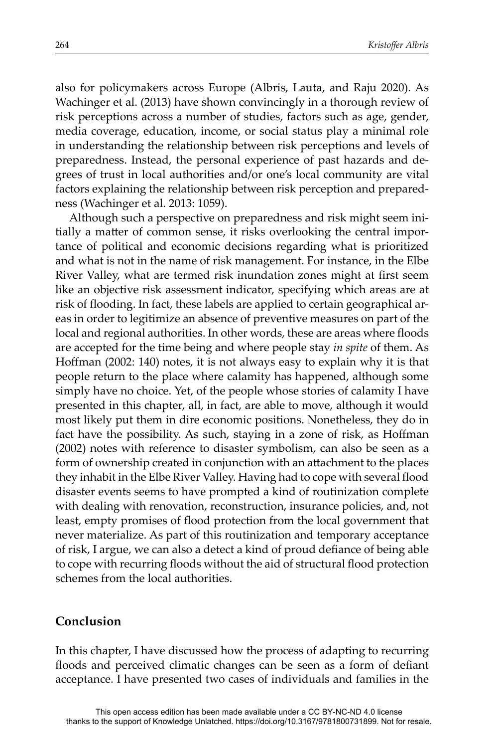also for policymakers across Europe (Albris, Lauta, and Raju 2020). As Wachinger et al. (2013) have shown convincingly in a thorough review of risk perceptions across a number of studies, factors such as age, gender, media coverage, education, income, or social status play a minimal role in understanding the relationship between risk perceptions and levels of preparedness. Instead, the personal experience of past hazards and degrees of trust in local authorities and/or one's local community are vital factors explaining the relationship between risk perception and preparedness (Wachinger et al. 2013: 1059).

Although such a perspective on preparedness and risk might seem initially a matter of common sense, it risks overlooking the central importance of political and economic decisions regarding what is prioritized and what is not in the name of risk management. For instance, in the Elbe River Valley, what are termed risk inundation zones might at first seem like an objective risk assessment indicator, specifying which areas are at risk of flooding. In fact, these labels are applied to certain geographical areas in order to legitimize an absence of preventive measures on part of the local and regional authorities. In other words, these are areas where floods are accepted for the time being and where people stay *in spite* of them. As Hoffman (2002: 140) notes, it is not always easy to explain why it is that people return to the place where calamity has happened, although some simply have no choice. Yet, of the people whose stories of calamity I have presented in this chapter, all, in fact, are able to move, although it would most likely put them in dire economic positions. Nonetheless, they do in fact have the possibility. As such, staying in a zone of risk, as Hoffman (2002) notes with reference to disaster symbolism, can also be seen as a form of ownership created in conjunction with an attachment to the places they inhabit in the Elbe River Valley. Having had to cope with several flood disaster events seems to have prompted a kind of routinization complete with dealing with renovation, reconstruction, insurance policies, and, not least, empty promises of flood protection from the local government that never materialize. As part of this routinization and temporary acceptance of risk, I argue, we can also a detect a kind of proud defiance of being able to cope with recurring floods without the aid of structural flood protection schemes from the local authorities.

## Conclusion

In this chapter, I have discussed how the process of adapting to recurring floods and perceived climatic changes can be seen as a form of defiant acceptance. I have presented two cases of individuals and families in the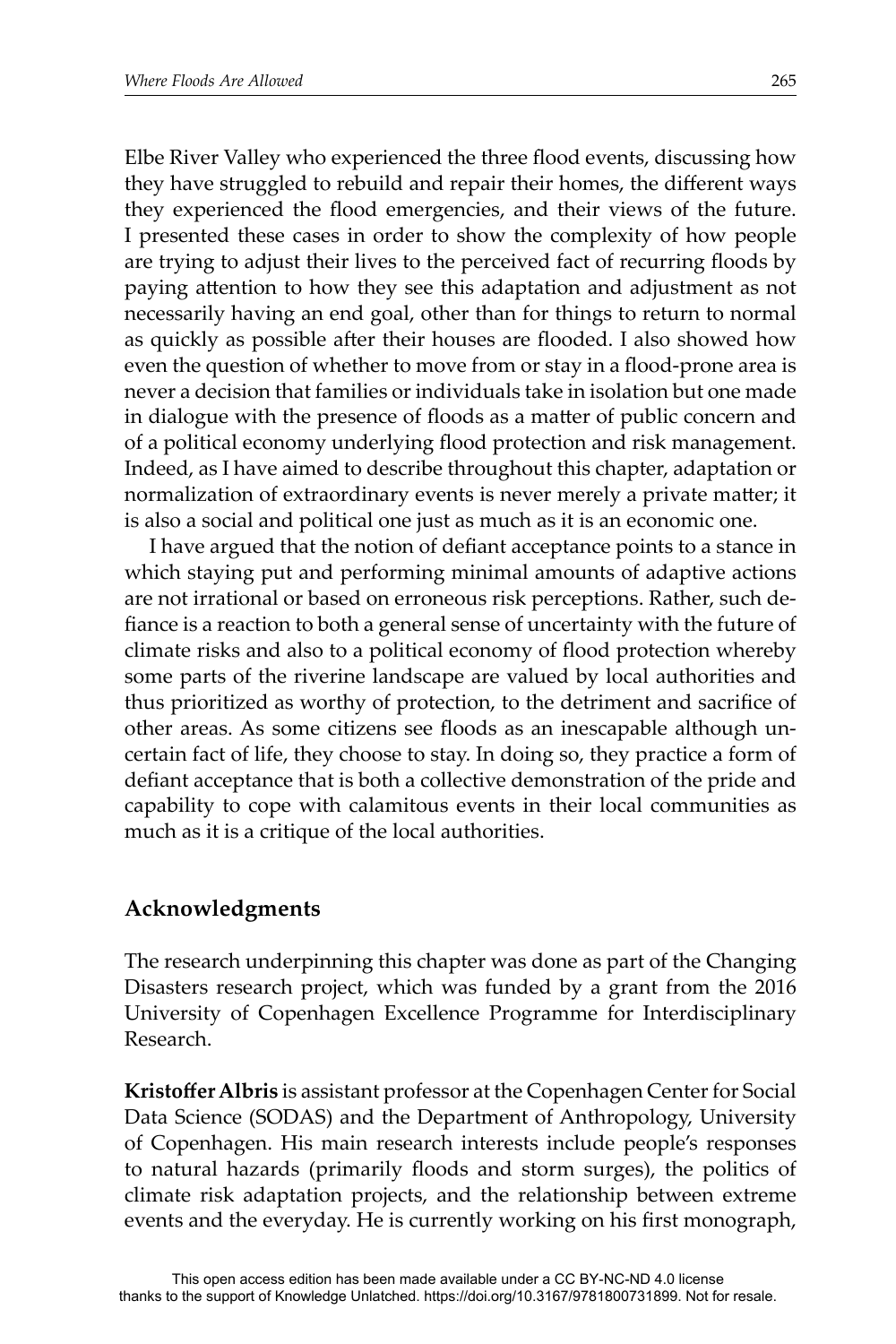Elbe River Valley who experienced the three flood events, discussing how they have struggled to rebuild and repair their homes, the different ways they experienced the flood emergencies, and their views of the future. I presented these cases in order to show the complexity of how people are trying to adjust their lives to the perceived fact of recurring floods by paying attention to how they see this adaptation and adjustment as not necessarily having an end goal, other than for things to return to normal as quickly as possible after their houses are flooded. I also showed how even the question of whether to move from or stay in a flood-prone area is never a decision that families or individuals take in isolation but one made in dialogue with the presence of floods as a matter of public concern and of a political economy underlying flood protection and risk management. Indeed, as I have aimed to describe throughout this chapter, adaptation or normalization of extraordinary events is never merely a private matter; it is also a social and political one just as much as it is an economic one.

I have argued that the notion of defiant acceptance points to a stance in which staying put and performing minimal amounts of adaptive actions are not irrational or based on erroneous risk perceptions. Rather, such defiance is a reaction to both a general sense of uncertainty with the future of climate risks and also to a political economy of flood protection whereby some parts of the riverine landscape are valued by local authorities and thus prioritized as worthy of protection, to the detriment and sacrifice of other areas. As some citizens see floods as an inescapable although uncertain fact of life, they choose to stay. In doing so, they practice a form of defiant acceptance that is both a collective demonstration of the pride and capability to cope with calamitous events in their local communities as much as it is a critique of the local authorities.

## Acknowledgments

The research underpinning this chapter was done as part of the Changing Disasters research project, which was funded by a grant from the 2016 University of Copenhagen Excellence Programme for Interdisciplinary Research.

**Kristoffer Albris** is assistant professor at the Copenhagen Center for Social Data Science (SODAS) and the Department of Anthropology, University of Copenhagen. His main research interests include people's responses to natural hazards (primarily floods and storm surges), the politics of climate risk adaptation projects, and the relationship between extreme events and the everyday. He is currently working on his first monograph,

This open access edition has been made available under a CC BY-NC-ND 4.0 license thanks to the support of Knowledge Unlatched. https://doi.org/10.3167/9781800731899. Not for resale.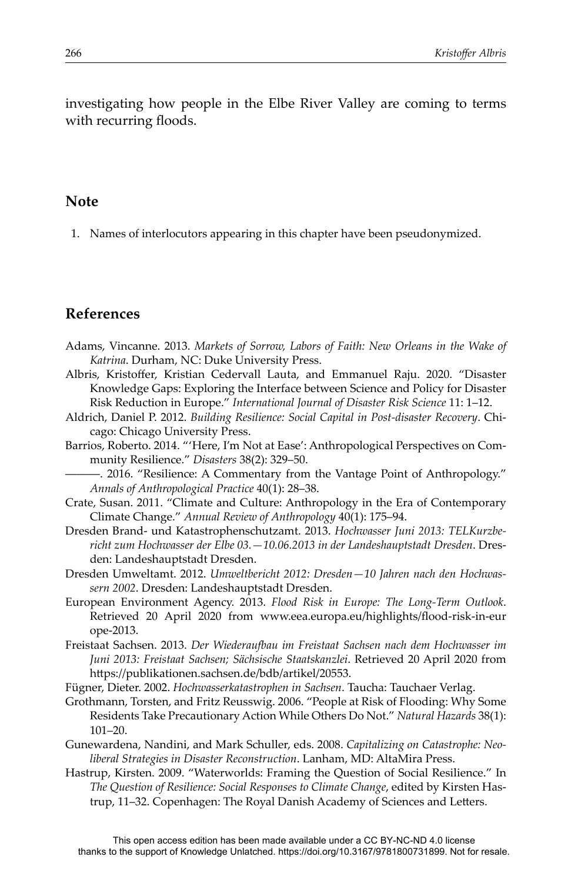investigating how people in the Elbe River Valley are coming to terms with recurring floods.

## Note

1. Names of interlocutors appearing in this chapter have been pseudonymized.

## References

Adams, Vincanne. 2013. *Markets of Sorrow, Labors of Faith: New Orleans in the Wake of Katrina*. Durham, NC: Duke University Press.

Albris, Kristoffer, Kristian Cedervall Lauta, and Emmanuel Raju. 2020. "Disaster Knowledge Gaps: Exploring the Interface between Science and Policy for Disaster Risk Reduction in Europe." *International Journal of Disaster Risk Science* 11: 1–12.

Aldrich, Daniel P. 2012. *Building Resilience: Social Capital in Post-disaster Recovery*. Chicago: Chicago University Press.

Barrios, Roberto. 2014. "'Here, I'm Not at Ease': Anthropological Perspectives on Community Resilience." *Disasters* 38(2): 329–50.

———. 2016. "Resilience: A Commentary from the Vantage Point of Anthropology." *Annals of Anthropological Practice* 40(1): 28–38.

Crate, Susan. 2011. "Climate and Culture: Anthropology in the Era of Contemporary Climate Change." *Annual Review of Anthropology* 40(1): 175–94.

Dresden Brand- und Katastrophenschutzamt. 2013. *Hochwasser Juni 2013: TELKurzbericht zum Hochwasser der Elbe 03.—10.06.2013 in der Landeshauptstadt Dresden*. Dresden: Landeshauptstadt Dresden.

Dresden Umweltamt. 2012. *Umweltbericht 2012: Dresden—10 Jahren nach den Hochwassern 2002*. Dresden: Landeshauptstadt Dresden.

European Environment Agency. 2013. *Flood Risk in Europe: The Long-Term Outlook*. Retrieved 20 April 2020 from www.eea.europa.eu/highlights/flood-risk-in-europe-2013.

Freistaat Sachsen. 2013. *Der Wiederaufbau im Freistaat Sachsen nach dem Hochwasser im Juni 2013: Freistaat Sachsen; Sächsische Staatskanzlei*. Retrieved 20 April 2020 from https://publikationen.sachsen.de/bdb/artikel/20553.

Fügner, Dieter. 2002. *Hochwasserkatastrophen in Sachsen*. Taucha: Tauchaer Verlag.

Grothmann, Torsten, and Fritz Reusswig. 2006. "People at Risk of Flooding: Why Some Residents Take Precautionary Action While Others Do Not." *Natural Hazards* 38(1): 101–20.

Gunewardena, Nandini, and Mark Schuller, eds. 2008. *Capitalizing on Catastrophe: Neoliberal Strategies in Disaster Reconstruction*. Lanham, MD: AltaMira Press.

Hastrup, Kirsten. 2009. "Waterworlds: Framing the Question of Social Resilience." In *The Question of Resilience: Social Responses to Climate Change*, edited by Kirsten Hastrup, 11–32. Copenhagen: The Royal Danish Academy of Sciences and Letters.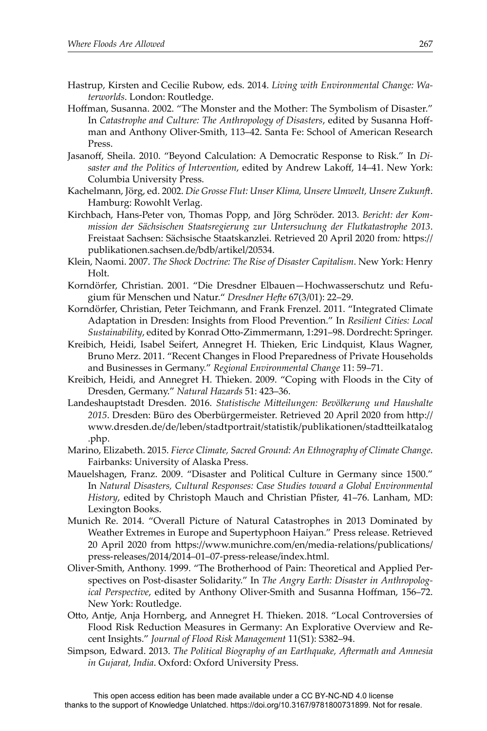Hastrup, Kirsten and Cecilie Rubow, eds. 2014. *Living with Environmental Change: Waterworlds*. London: Routledge.

Hoffman, Susanna. 2002. "The Monster and the Mother: The Symbolism of Disaster." In *Catastrophe and Culture: The Anthropology of Disasters*, edited by Susanna Hoffman and Anthony Oliver-Smith, 113–42. Santa Fe: School of American Research Press.

Jasanoff, Sheila. 2010. "Beyond Calculation: A Democratic Response to Risk." In *Disaster and the Politics of Intervention*, edited by Andrew Lakoff, 14–41. New York: Columbia University Press.

Kachelmann, Jörg, ed. 2002. *Die Grosse Flut: Unser Klima, Unsere Umwelt, Unsere Zukunft*. Hamburg: Rowohlt Verlag.

Kirchbach, Hans-Peter von, Thomas Popp, and Jörg Schröder. 2013. *Bericht: der Kommission der Sächsischen Staatsregierung zur Untersuchung der Flutkatastrophe 2013*. Freistaat Sachsen: Sächsische Staatskanzlei. Retrieved 20 April 2020 from: https://publikationen.sachsen.de/bdb/artikel/20534.

Klein, Naomi. 2007. *The Shock Doctrine: The Rise of Disaster Capitalism*. New York: Henry Holt.

Korndörfer, Christian. 2001. "Die Dresdner Elbauen—Hochwasserschutz und Refugium für Menschen und Natur." *Dresdner Hefte* 67(3/01): 22–29.

Korndörfer, Christian, Peter Teichmann, and Frank Frenzel. 2011. "Integrated Climate Adaptation in Dresden: Insights from Flood Prevention." In *Resilient Cities: Local Sustainability*, edited by Konrad Otto-Zimmermann, 1:291–98. Dordrecht: Springer.

Kreibich, Heidi, Isabel Seifert, Annegret H. Thieken, Eric Lindquist, Klaus Wagner, Bruno Merz. 2011. "Recent Changes in Flood Preparedness of Private Households and Businesses in Germany." *Regional Environmental Change* 11: 59–71.

Kreibich, Heidi, and Annegret H. Thieken. 2009. "Coping with Floods in the City of Dresden, Germany." *Natural Hazards* 51: 423–36.

Landeshauptstadt Dresden. 2016. *Statistische Mitteilungen: Bevölkerung und Haushalte 2015*. Dresden: Büro des Oberbürgermeister. Retrieved 20 April 2020 from http://www.dresden.de/de/leben/stadtportrait/statistik/publikationen/stadtteilkatalog.php.

Marino, Elizabeth. 2015. *Fierce Climate, Sacred Ground: An Ethnography of Climate Change*. Fairbanks: University of Alaska Press.

Mauelshagen, Franz. 2009. "Disaster and Political Culture in Germany since 1500." In *Natural Disasters, Cultural Responses: Case Studies toward a Global Environmental History*, edited by Christoph Mauch and Christian Pfister, 41–76. Lanham, MD: Lexington Books.

Munich Re. 2014. "Overall Picture of Natural Catastrophes in 2013 Dominated by Weather Extremes in Europe and Supertyphoon Haiyan." Press release. Retrieved 20 April 2020 from https://www.munichre.com/en/media-relations/publications/press-releases/2014/2014–01–07-press-release/index.html.

Oliver-Smith, Anthony. 1999. "The Brotherhood of Pain: Theoretical and Applied Perspectives on Post-disaster Solidarity." In *The Angry Earth: Disaster in Anthropological Perspective*, edited by Anthony Oliver-Smith and Susanna Hoffman, 156–72. New York: Routledge.

Otto, Antje, Anja Hornberg, and Annegret H. Thieken. 2018. "Local Controversies of Flood Risk Reduction Measures in Germany: An Explorative Overview and Recent Insights." *Journal of Flood Risk Management* 11(S1): S382–94.

Simpson, Edward. 2013. *The Political Biography of an Earthquake, Aftermath and Amnesia in Gujarat, India*. Oxford: Oxford University Press.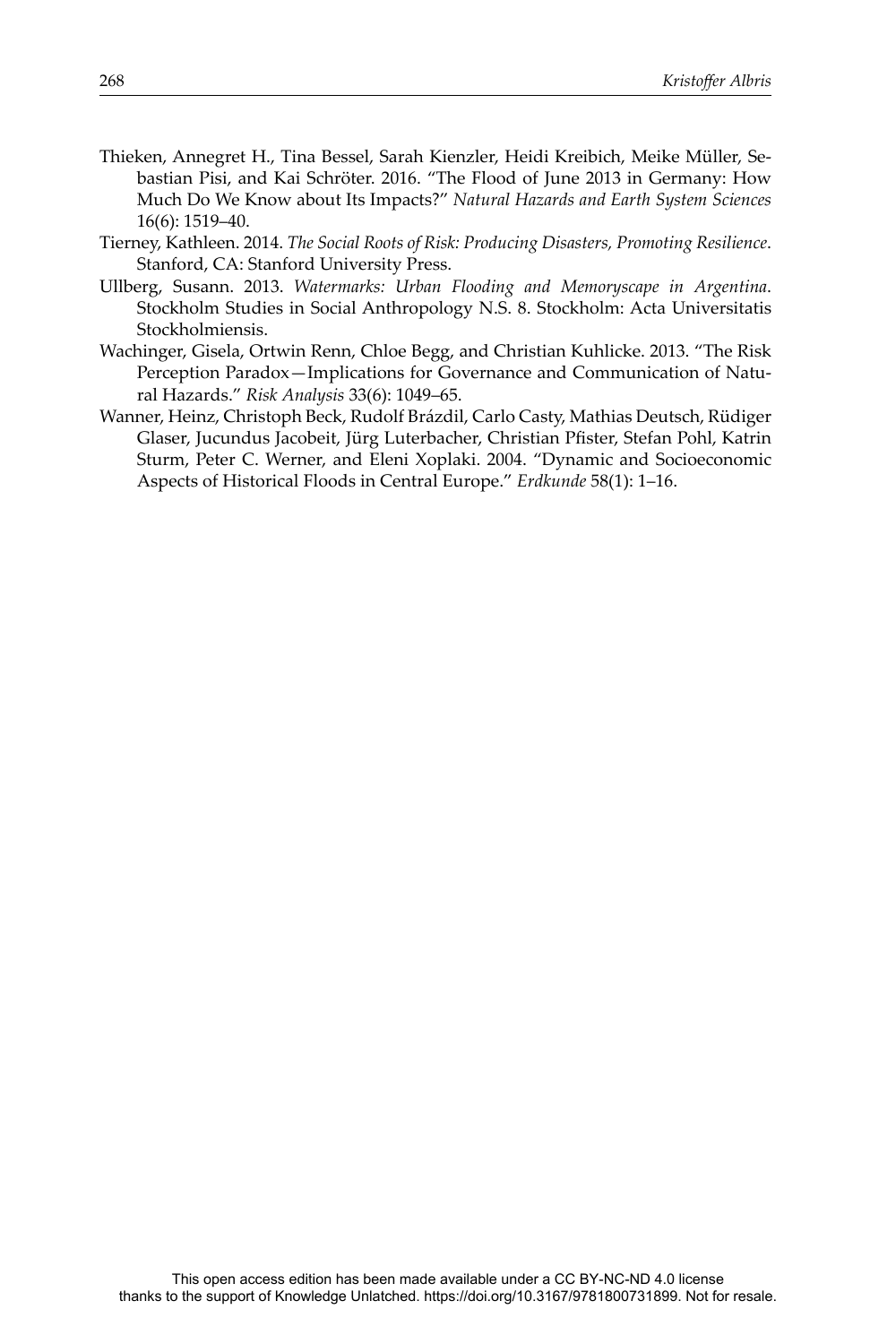Thieken, Annegret H., Tina Bessel, Sarah Kienzler, Heidi Kreibich, Meike Müller, Sebastian Pisi, and Kai Schröter. 2016. "The Flood of June 2013 in Germany: How Much Do We Know about Its Impacts?" *Natural Hazards and Earth System Sciences* 16(6): 1519–40.

Tierney, Kathleen. 2014. *The Social Roots of Risk: Producing Disasters, Promoting Resilience*. Stanford, CA: Stanford University Press.

Ullberg, Susann. 2013. *Watermarks: Urban Flooding and Memoryscape in Argentina*. Stockholm Studies in Social Anthropology N.S. 8. Stockholm: Acta Universitatis Stockholmiensis.

Wachinger, Gisela, Ortwin Renn, Chloe Begg, and Christian Kuhlicke. 2013. "The Risk Perception Paradox—Implications for Governance and Communication of Natural Hazards." *Risk Analysis* 33(6): 1049–65.

Wanner, Heinz, Christoph Beck, Rudolf Brázdil, Carlo Casty, Mathias Deutsch, Rüdiger Glaser, Jucundus Jacobeit, Jürg Luterbacher, Christian Pfister, Stefan Pohl, Katrin Sturm, Peter C. Werner, and Eleni Xoplaki. 2004. "Dynamic and Socioeconomic Aspects of Historical Floods in Central Europe." *Erdkunde* 58(1): 1–16.

This open access edition has been made available under a CC BY-NC-ND 4.0 license thanks to the support of Knowledge Unlatched. https://doi.org/10.3167/9781800731899. Not for resale.